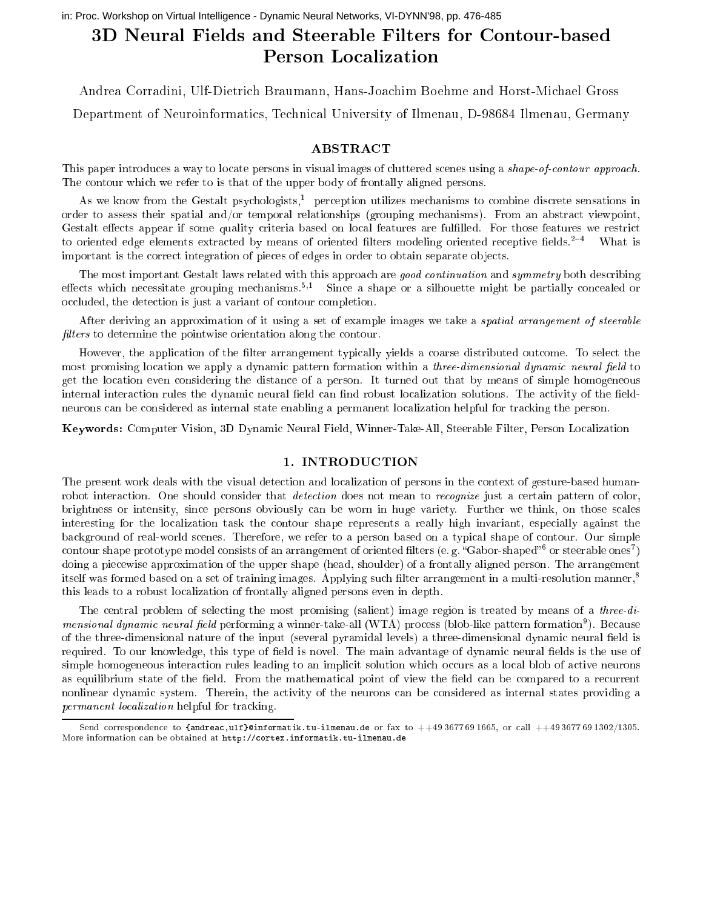in: Proc. Workshop on Virtual Intelligence - Dynamic Neural Networks, VI-DYNN'98, pp. 476-485

# 3D Neural Fields and Steerable Filters for Contour-based Person Localization

Andrea Corradini, Ulf-Dietrich Braumann, Hans-Joachim Boehme and Horst-Michael Gross

Department of Neuroinformatics, Technical University of Ilmenau, D-98684 Ilmenau, Germany

## ABSTRACT

This paper introduces a way to locate persons in visual images of cluttered scenes using a *shape-of-contour approach*. The contour which we refer to is that of the upper body of frontally aligned persons.

As we know from the Gestalt psychologists,[1] perception utilizes mechanisms to combine discrete sensations in order to assess their spatial and/or temporal relationships (grouping mechanisms). From an abstract viewpoint, Gestalt effects appear if some quality criteria based on local features are fulfilled. For those features we restrict to oriented edge elements extracted by means of oriented filters modeling oriented receptive fields.[2–4] What is important is the correct integration of pieces of edges in order to obtain separate objects.

The most important Gestalt laws related with this approach are *good continuation* and *symmetry* both describing effects which necessitate grouping mechanisms.[5,1] Since a shape or a silhouette might be partially concealed or occluded, the detection is just a variant of contour completion.

After deriving an approximation of it using a set of example images we take a *spatial arrangement of steerable filters* to determine the pointwise orientation along the contour.

However, the application of the filter arrangement typically yields a coarse distributed outcome. To select the most promising location we apply a dynamic pattern formation within a *three-dimensional dynamic neural field* to get the location even considering the distance of a person. It turned out that by means of simple homogeneous internal interaction rules the dynamic neural field can find robust localization solutions. The activity of the field-neurons can be considered as internal state enabling a permanent localization helpful for tracking the person.

**Keywords:** Computer Vision, 3D Dynamic Neural Field, Winner-Take-All, Steerable Filter, Person Localization

## 1. INTRODUCTION

The present work deals with the visual detection and localization of persons in the context of gesture-based human-robot interaction. One should consider that *detection* does not mean to *recognize* just a certain pattern of color, brightness or intensity, since persons obviously can be worn in huge variety. Further we think, on those scales interesting for the localization task the contour shape represents a really high invariant, especially against the background of real-world scenes. Therefore, we refer to a person based on a typical shape of contour. Our simple contour shape prototype model consists of an arrangement of oriented filters (e. g. "Gabor-shaped"[6] or steerable ones[7]) doing a piecewise approximation of the upper shape (head, shoulder) of a frontally aligned person. The arrangement itself was formed based on a set of training images. Applying such filter arrangement in a multi-resolution manner,[8] this leads to a robust localization of frontally aligned persons even in depth.

The central problem of selecting the most promising (salient) image region is treated by means of a *three-dimensional dynamic neural field* performing a winner-take-all (WTA) process (blob-like pattern formation[9]). Because of the three-dimensional nature of the input (several pyramidal levels) a three-dimensional dynamic neural field is required. To our knowledge, this type of field is novel. The main advantage of dynamic neural fields is the use of simple homogeneous interaction rules leading to an implicit solution which occurs as a local blob of active neurons as equilibrium state of the field. From the mathematical point of view the field can be compared to a recurrent nonlinear dynamic system. Therein, the activity of the neurons can be considered as internal states providing a *permanent localization* helpful for tracking.

Send correspondence to {andreac,ulf}@informatik.tu-ilmenau.de or fax to ++49 3677 69 1665, or call ++49 3677 69 1302/1305. More information can be obtained at http://cortex.informatik.tu-ilmenau.de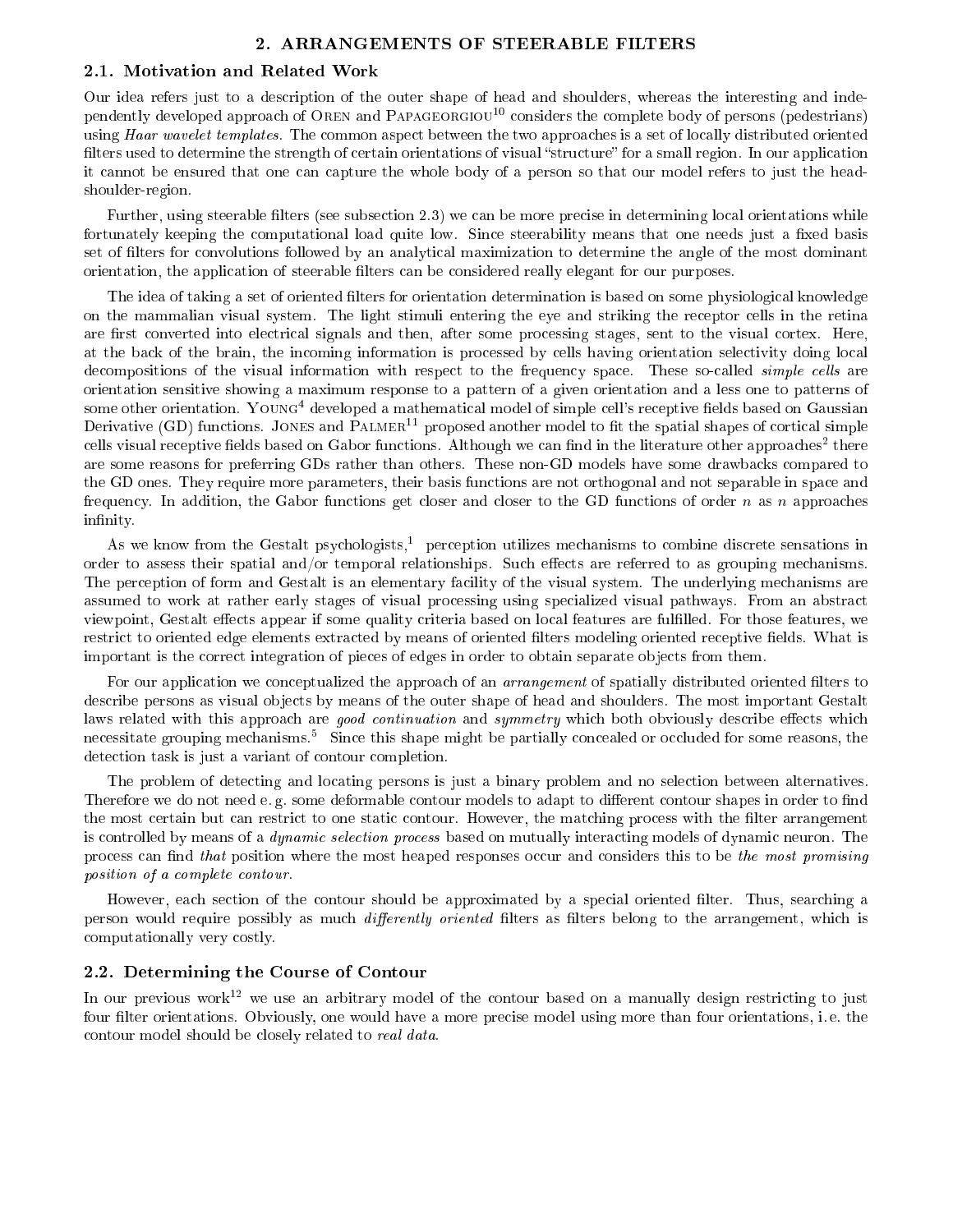## 2. ARRANGEMENTS OF STEERABLE FILTERS

### 2.1. Motivation and Related Work

Our idea refers just to a description of the outer shape of head and shoulders, whereas the interesting and independently developed approach of Oren and Papageorgiou[10] considers the complete body of persons (pedestrians) using *Haar wavelet templates*. The common aspect between the two approaches is a set of locally distributed oriented filters used to determine the strength of certain orientations of visual "structure" for a small region. In our application it cannot be ensured that one can capture the whole body of a person so that our model refers to just the head-shoulder-region.

Further, using steerable filters (see subsection 2.3) we can be more precise in determining local orientations while fortunately keeping the computational load quite low. Since steerability means that one needs just a fixed basis set of filters for convolutions followed by an analytical maximization to determine the angle of the most dominant orientation, the application of steerable filters can be considered really elegant for our purposes.

The idea of taking a set of oriented filters for orientation determination is based on some physiological knowledge on the mammalian visual system. The light stimuli entering the eye and striking the receptor cells in the retina are first converted into electrical signals and then, after some processing stages, sent to the visual cortex. Here, at the back of the brain, the incoming information is processed by cells having orientation selectivity doing local decompositions of the visual information with respect to the frequency space. These so-called *simple cells* are orientation sensitive showing a maximum response to a pattern of a given orientation and a less one to patterns of some other orientation. Young[4] developed a mathematical model of simple cell's receptive fields based on Gaussian Derivative (GD) functions. Jones and Palmer[11] proposed another model to fit the spatial shapes of cortical simple cells visual receptive fields based on Gabor functions. Although we can find in the literature other approaches[2] there are some reasons for preferring GDs rather than others. These non-GD models have some drawbacks compared to the GD ones. They require more parameters, their basis functions are not orthogonal and not separable in space and frequency. In addition, the Gabor functions get closer and closer to the GD functions of order $n$ as $n$ approaches infinity.

As we know from the Gestalt psychologists,[1] perception utilizes mechanisms to combine discrete sensations in order to assess their spatial and/or temporal relationships. Such effects are referred to as grouping mechanisms. The perception of form and Gestalt is an elementary facility of the visual system. The underlying mechanisms are assumed to work at rather early stages of visual processing using specialized visual pathways. From an abstract viewpoint, Gestalt effects appear if some quality criteria based on local features are fulfilled. For those features, we restrict to oriented edge elements extracted by means of oriented filters modeling oriented receptive fields. What is important is the correct integration of pieces of edges in order to obtain separate objects from them.

For our application we conceptualized the approach of an *arrangement* of spatially distributed oriented filters to describe persons as visual objects by means of the outer shape of head and shoulders. The most important Gestalt laws related with this approach are *good continuation* and *symmetry* which both obviously describe effects which necessitate grouping mechanisms.[5] Since this shape might be partially concealed or occluded for some reasons, the detection task is just a variant of contour completion.

The problem of detecting and locating persons is just a binary problem and no selection between alternatives. Therefore we do not need e. g. some deformable contour models to adapt to different contour shapes in order to find the most certain but can restrict to one static contour. However, the matching process with the filter arrangement is controlled by means of a *dynamic selection process* based on mutually interacting models of dynamic neuron. The process can find *that* position where the most heaped responses occur and considers this to be *the most promising position of a complete contour*.

However, each section of the contour should be approximated by a special oriented filter. Thus, searching a person would require possibly as much *differently oriented* filters as filters belong to the arrangement, which is computationally very costly.

### 2.2. Determining the Course of Contour

In our previous work[12] we use an arbitrary model of the contour based on a manually design restricting to just four filter orientations. Obviously, one would have a more precise model using more than four orientations, i. e. the contour model should be closely related to *real data*.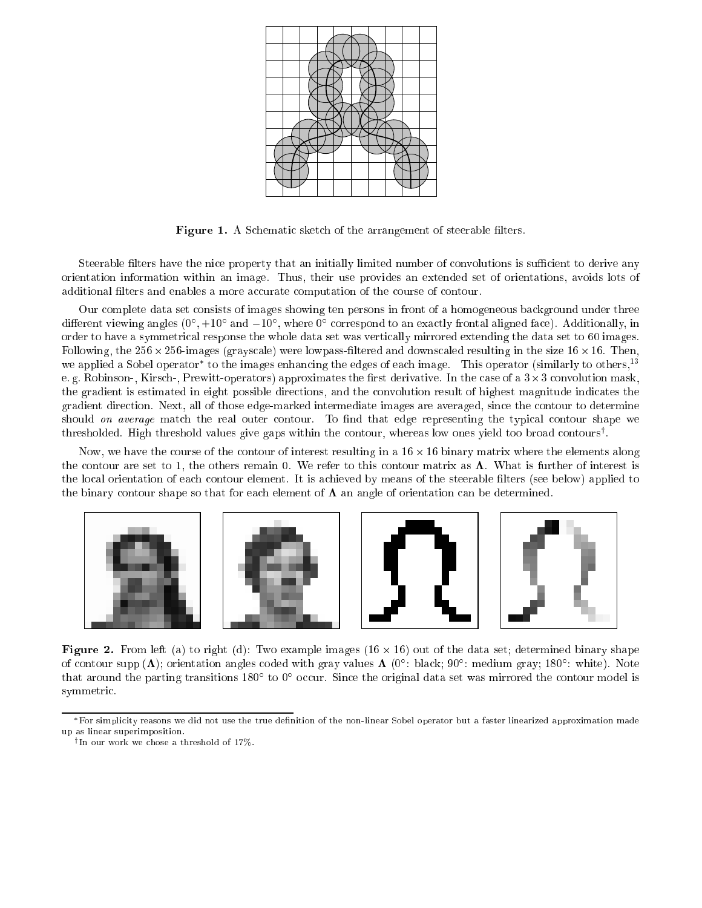Figure 1. A Schematic sketch of the arrangement of steerable filters.

Steerable filters have the nice property that an initially limited number of convolutions is sufficient to derive any orientation information within an image. Thus, their use provides an extended set of orientations, avoids lots of additional filters and enables a more accurate computation of the course of contour.

Our complete data set consists of images showing ten persons in front of a homogeneous background under three different viewing angles ($0°$, $+10°$ and $-10°$, where $0°$ correspond to an exactly frontal aligned face). Additionally, in order to have a symmetrical response the whole data set was vertically mirrored extending the data set to 60 images. Following, the $256 \times 256$-images (grayscale) were lowpass-filtered and downscaled resulting in the size $16 \times 16$. Then, we applied a Sobel operator* to the images enhancing the edges of each image. This operator (similarly to others,[13] e. g. Robinson-, Kirsch-, Prewitt-operators) approximates the first derivative. In the case of a $3 \times 3$ convolution mask, the gradient is estimated in eight possible directions, and the convolution result of highest magnitude indicates the gradient direction. Next, all of those edge-marked intermediate images are averaged, since the contour to determine should *on average* match the real outer contour. To find that edge representing the typical contour shape we thresholded. High threshold values give gaps within the contour, whereas low ones yield too broad contours†.

Now, we have the course of the contour of interest resulting in a $16 \times 16$ binary matrix where the elements along the contour are set to 1, the others remain 0. We refer to this contour matrix as $\mathbf{\Lambda}$. What is further of interest is the local orientation of each contour element. It is achieved by means of the steerable filters (see below) applied to the binary contour shape so that for each element of $\mathbf{\Lambda}$ an angle of orientation can be determined.

**Figure 2.** From left (a) to right (d): Two example images ($16 \times 16$) out of the data set; determined binary shape of contour supp ($\mathbf{\Lambda}$); orientation angles coded with gray values $\mathbf{\Lambda}$ ($0°$: black; $90°$: medium gray; $180°$: white). Note that around the parting transitions $180°$ to $0°$ occur. Since the original data set was mirrored the contour model is symmetric.

---

*For simplicity reasons we did not use the true definition of the non-linear Sobel operator but a faster linearized approximation made up as linear superimposition.

†In our work we chose a threshold of 17%.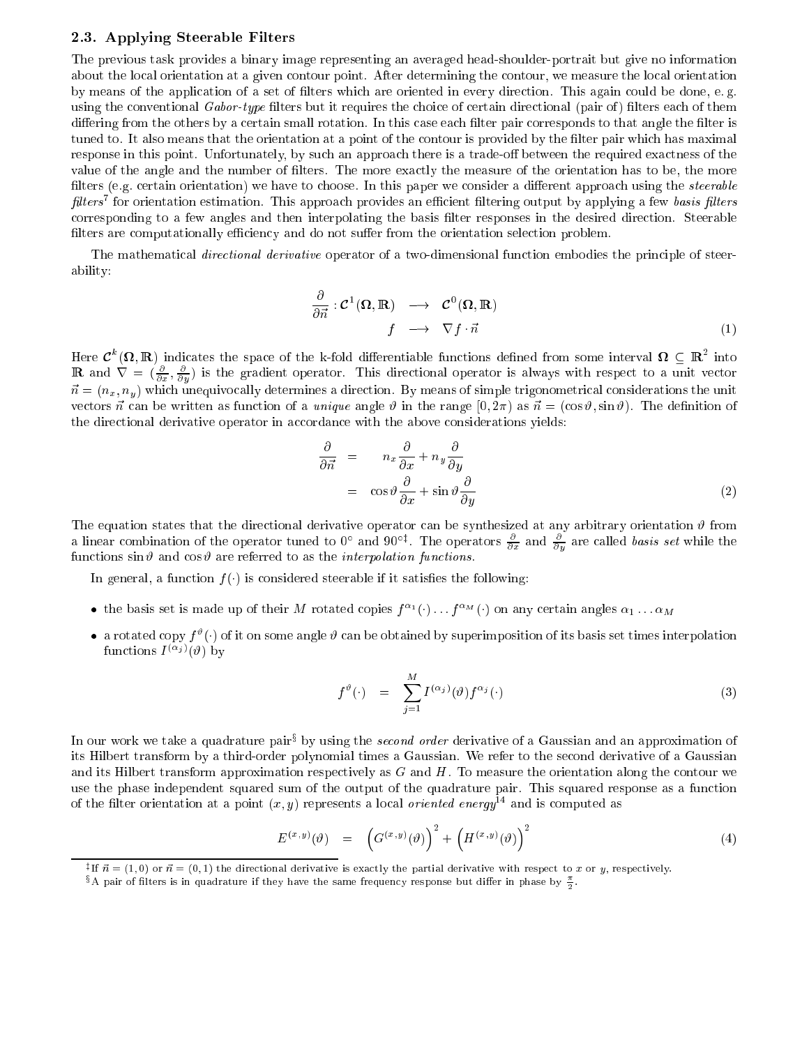### 2.3. Applying Steerable Filters

The previous task provides a binary image representing an averaged head-shoulder-portrait but give no information about the local orientation at a given contour point. After determining the contour, we measure the local orientation by means of the application of a set of filters which are oriented in every direction. This again could be done, e. g. using the conventional *Gabor-type* filters but it requires the choice of certain directional (pair of) filters each of them differing from the others by a certain small rotation. In this case each filter pair corresponds to that angle the filter is tuned to. It also means that the orientation at a point of the contour is provided by the filter pair which has maximal response in this point. Unfortunately, by such an approach there is a trade-off between the required exactness of the value of the angle and the number of filters. The more exactly the measure of the orientation has to be, the more filters (e.g. certain orientation) we have to choose. In this paper we consider a different approach using the *steerable filters*[7] for orientation estimation. This approach provides an efficient filtering output by applying a few *basis filters* corresponding to a few angles and then interpolating the basis filter responses in the desired direction. Steerable filters are computationally efficiency and do not suffer from the orientation selection problem.

The mathematical *directional derivative* operator of a two-dimensional function embodies the principle of steerability:

$$
\begin{aligned}
\frac{\partial}{\partial \vec{n}} : \mathcal{C}^1(\Omega, \mathbb{R}) &\longrightarrow \mathcal{C}^0(\Omega, \mathbb{R}) \\
f &\longrightarrow \nabla f \cdot \vec{n}
\end{aligned}
\tag{1}
$$

Here $\mathcal{C}^k(\Omega, \mathbb{R})$ indicates the space of the k-fold differentiable functions defined from some interval $\Omega \subseteq \mathbb{R}^2$ into $\mathbb{R}$ and $\nabla = (\frac{\partial}{\partial x}, \frac{\partial}{\partial y})$ is the gradient operator. This directional operator is always with respect to a unit vector $\vec{n} = (n_x, n_y)$ which unequivocally determines a direction. By means of simple trigonometrical considerations the unit vectors $\vec{n}$ can be written as function of a *unique* angle $\vartheta$ in the range $[0, 2\pi)$ as $\vec{n} = (\cos\vartheta, \sin\vartheta)$. The definition of the directional derivative operator in accordance with the above considerations yields:

$$
\begin{aligned}
\frac{\partial}{\partial \vec{n}} &= n_x \frac{\partial}{\partial x} + n_y \frac{\partial}{\partial y} \\
&= \cos\vartheta \frac{\partial}{\partial x} + \sin\vartheta \frac{\partial}{\partial y}
\end{aligned}
\tag{2}
$$

The equation states that the directional derivative operator can be synthesized at any arbitrary orientation $\vartheta$ from a linear combination of the operator tuned to $0^\circ$ and $90^\circ$[‡]. The operators $\frac{\partial}{\partial x}$ and $\frac{\partial}{\partial y}$ are called *basis set* while the functions $\sin\vartheta$ and $\cos\vartheta$ are referred to as the *interpolation functions*.

In general, a function $f(\cdot)$ is considered steerable if it satisfies the following:

- the basis set is made up of their $M$ rotated copies $f^{\alpha_1}(\cdot) \ldots f^{\alpha_M}(\cdot)$ on any certain angles $\alpha_1 \ldots \alpha_M$
- a rotated copy $f^{\vartheta}(\cdot)$ of it on some angle $\vartheta$ can be obtained by superimposition of its basis set times interpolation functions $I^{(\alpha_j)}(\vartheta)$ by

$$
f^{\vartheta}(\cdot) = \sum_{j=1}^{M} I^{(\alpha_j)}(\vartheta) f^{\alpha_j}(\cdot)
\tag{3}
$$

In our work we take a quadrature pair[§] by using the *second order* derivative of a Gaussian and an approximation of its Hilbert transform by a third-order polynomial times a Gaussian. We refer to the second derivative of a Gaussian and its Hilbert transform approximation respectively as $G$ and $H$. To measure the orientation along the contour we use the phase independent squared sum of the output of the quadrature pair. This squared response as a function of the filter orientation at a point $(x, y)$ represents a local *oriented energy*[14] and is computed as

$$
E^{(x,y)}(\vartheta) = \left(G^{(x,y)}(\vartheta)\right)^2 + \left(H^{(x,y)}(\vartheta)\right)^2
\tag{4}
$$

---

[‡] If $\vec{n} = (1, 0)$ or $\vec{n} = (0, 1)$ the directional derivative is exactly the partial derivative with respect to $x$ or $y$, respectively.

[§] A pair of filters is in quadrature if they have the same frequency response but differ in phase by $\frac{\pi}{2}$.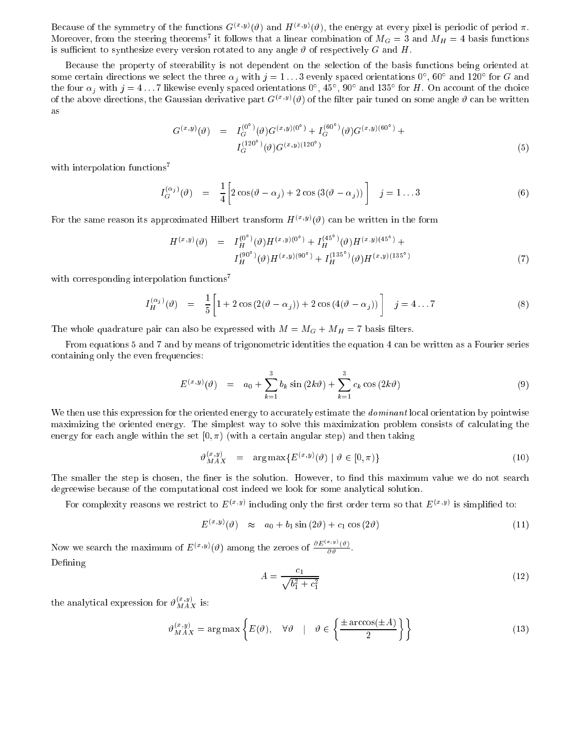Because of the symmetry of the functions $G^{(x,y)}(\vartheta)$ and $H^{(x,y)}(\vartheta)$, the energy at every pixel is periodic of period $\pi$. Moreover, from the steering theorems[7] it follows that a linear combination of $M_G = 3$ and $M_H = 4$ basis functions is sufficient to synthesize every version rotated to any angle $\vartheta$ of respectively $G$ and $H$.

Because the property of steerability is not dependent on the selection of the basis functions being oriented at some certain directions we select the three $\alpha_j$ with $j = 1 \ldots 3$ evenly spaced orientations $0°$, $60°$ and $120°$ for $G$ and the four $\alpha_j$ with $j = 4 \ldots 7$ likewise evenly spaced orientations $0°$, $45°$, $90°$ and $135°$ for $H$. On account of the choice of the above directions, the Gaussian derivative part $G^{(x,y)}(\vartheta)$ of the filter pair tuned on some angle $\vartheta$ can be written as

$$
\begin{aligned}
G^{(x,y)}(\vartheta) \quad = \quad & I_G^{(0^\circ)}(\vartheta) G^{(x,y)(0^\circ)} + I_G^{(60^\circ)}(\vartheta) G^{(x,y)(60^\circ)} + \\
& I_G^{(120^\circ)}(\vartheta) G^{(x,y)(120^\circ)}
\end{aligned}
\tag{5}
$$

with interpolation functions[7]

$$
I_G^{(\alpha_j)}(\vartheta) \quad = \quad \frac{1}{4}\left[2\cos(\vartheta - \alpha_j) + 2\cos\left(3(\vartheta - \alpha_j)\right)\right] \quad j = 1 \ldots 3 \tag{6}
$$

For the same reason its approximated Hilbert transform $H^{(x,y)}(\vartheta)$ can be written in the form

$$
\begin{aligned}
H^{(x,y)}(\vartheta) \quad = \quad & I_H^{(0^\circ)}(\vartheta) H^{(x,y)(0^\circ)} + I_H^{(45^\circ)}(\vartheta) H^{(x,y)(45^\circ)} + \\
& I_H^{(90^\circ)}(\vartheta) H^{(x,y)(90^\circ)} + I_H^{(135^\circ)}(\vartheta) H^{(x,y)(135^\circ)}
\end{aligned}
\tag{7}
$$

with corresponding interpolation functions[7]

$$
I_H^{(\alpha_j)}(\vartheta) \quad = \quad \frac{1}{5}\left[1 + 2\cos\left(2(\vartheta - \alpha_j)\right) + 2\cos\left(4(\vartheta - \alpha_j)\right)\right] \quad j = 4 \ldots 7 \tag{8}
$$

The whole quadrature pair can also be expressed with $M = M_G + M_H = 7$ basis filters.

From equations 5 and 7 and by means of trigonometric identities the equation 4 can be written as a Fourier series containing only the even frequencies:

$$
E^{(x,y)}(\vartheta) \quad = \quad a_0 + \sum_{k=1}^{3} b_k \sin(2k\vartheta) + \sum_{k=1}^{3} c_k \cos(2k\vartheta) \tag{9}
$$

We then use this expression for the oriented energy to accurately estimate the *dominant* local orientation by pointwise maximizing the oriented energy. The simplest way to solve this maximization problem consists of calculating the energy for each angle within the set $[0, \pi)$ (with a certain angular step) and then taking

$$
\vartheta_{MAX}^{(x,y)} \quad = \quad \arg\max\{E^{(x,y)}(\vartheta) \mid \vartheta \in [0, \pi)\} \tag{10}
$$

The smaller the step is chosen, the finer is the solution. However, to find this maximum value we do not search degreewise because of the computational cost indeed we look for some analytical solution.

For complexity reasons we restrict to $E^{(x,y)}$ including only the first order term so that $E^{(x,y)}$ is simplified to:

$$
E^{(x,y)}(\vartheta) \quad \approx \quad a_0 + b_1 \sin(2\vartheta) + c_1 \cos(2\vartheta) \tag{11}
$$

Now we search the maximum of $E^{(x,y)}(\vartheta)$ among the zeroes of $\frac{\partial E^{(x,y)}(\vartheta)}{\partial \vartheta}$.

Defining

$$
A = \frac{c_1}{\sqrt{b_1^2 + c_1^2}} \tag{12}
$$

the analytical expression for $\vartheta_{MAX}^{(x,y)}$ is:

$$
\vartheta_{MAX}^{(x,y)} = \arg\max\left\{E(\vartheta), \quad \forall\vartheta \quad | \quad \vartheta \in \left\{\frac{\pm\arccos(\pm A)}{2}\right\}\right\} \tag{13}
$$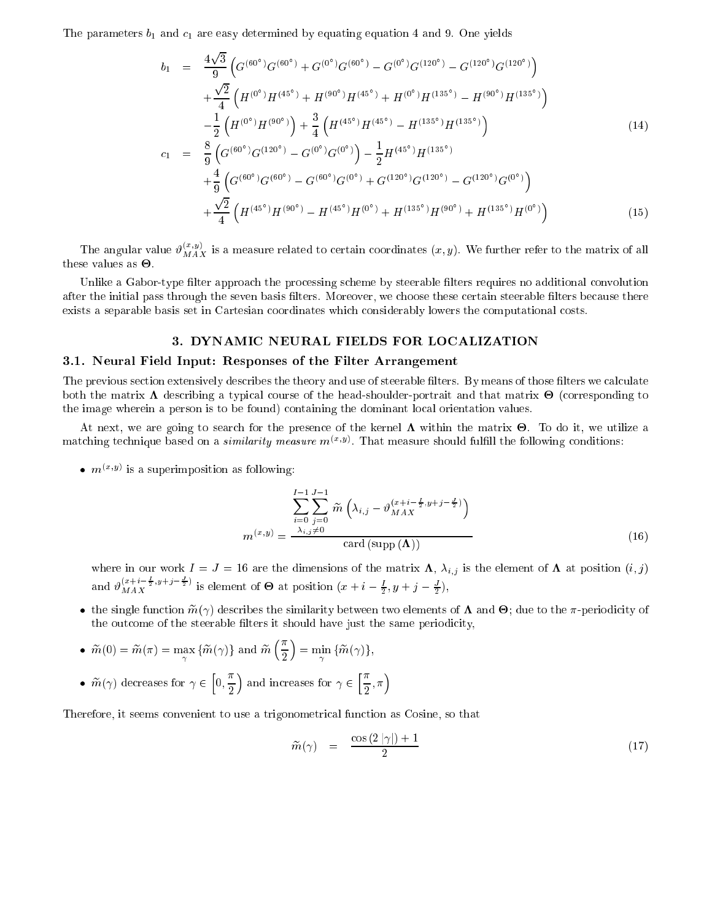The parameters $b_1$ and $c_1$ are easy determined by equating equation 4 and 9. One yields

$$
\begin{aligned}
b_1 &= \frac{4\sqrt{3}}{9}\left(G^{(60^\circ)}G^{(60^\circ)} + G^{(0^\circ)}G^{(60^\circ)} - G^{(0^\circ)}G^{(120^\circ)} - G^{(120^\circ)}G^{(120^\circ)}\right) \\
&\quad + \frac{\sqrt{2}}{4}\left(H^{(0^\circ)}H^{(45^\circ)} + H^{(90^\circ)}H^{(45^\circ)} + H^{(0^\circ)}H^{(135^\circ)} - H^{(90^\circ)}H^{(135^\circ)}\right) \\
&\quad - \frac{1}{2}\left(H^{(0^\circ)}H^{(90^\circ)}\right) + \frac{3}{4}\left(H^{(45^\circ)}H^{(45^\circ)} - H^{(135^\circ)}H^{(135^\circ)}\right) \qquad (14) \\
c_1 &= \frac{8}{9}\left(G^{(60^\circ)}G^{(120^\circ)} - G^{(0^\circ)}G^{(0^\circ)}\right) - \frac{1}{2}H^{(45^\circ)}H^{(135^\circ)} \\
&\quad + \frac{4}{9}\left(G^{(60^\circ)}G^{(60^\circ)} - G^{(60^\circ)}G^{(0^\circ)} + G^{(120^\circ)}G^{(120^\circ)} - G^{(120^\circ)}G^{(0^\circ)}\right) \\
&\quad + \frac{\sqrt{2}}{4}\left(H^{(45^\circ)}H^{(90^\circ)} - H^{(45^\circ)}H^{(0^\circ)} + H^{(135^\circ)}H^{(90^\circ)} + H^{(135^\circ)}H^{(0^\circ)}\right) \qquad (15)
\end{aligned}
$$

The angular value $\vartheta_{MAX}^{(x,y)}$ is a measure related to certain coordinates $(x, y)$. We further refer to the matrix of all these values as $\mathbf{\Theta}$.

Unlike a Gabor-type filter approach the processing scheme by steerable filters requires no additional convolution after the initial pass through the seven basis filters. Moreover, we choose these certain steerable filters because there exists a separable basis set in Cartesian coordinates which considerably lowers the computational costs.

## 3. DYNAMIC NEURAL FIELDS FOR LOCALIZATION

### 3.1. Neural Field Input: Responses of the Filter Arrangement

The previous section extensively describes the theory and use of steerable filters. By means of those filters we calculate both the matrix $\mathbf{\Lambda}$ describing a typical course of the head-shoulder-portrait and that matrix $\mathbf{\Theta}$ (corresponding to the image wherein a person is to be found) containing the dominant local orientation values.

At next, we are going to search for the presence of the kernel $\mathbf{\Lambda}$ within the matrix $\mathbf{\Theta}$. To do it, we utilize a matching technique based on a *similarity measure* $m^{(x,y)}$. That measure should fulfill the following conditions:

- $m^{(x,y)}$ is a superimposition as following:

$$
m^{(x,y)} = \frac{\displaystyle\sum_{\substack{i=0}}^{I-1}\sum_{\substack{j=0 \\ \lambda_{i,j}\neq 0}}^{J-1} \widetilde{m}\left(\lambda_{i,j} - \vartheta_{MAX}^{(x+i-\frac{I}{2},\, y+j-\frac{J}{2})}\right)}{\mathrm{card}\left(\mathrm{supp}\left(\mathbf{\Lambda}\right)\right)} \qquad (16)
$$

  where in our work $I = J = 16$ are the dimensions of the matrix $\mathbf{\Lambda}$, $\lambda_{i,j}$ is the element of $\mathbf{\Lambda}$ at position $(i, j)$ and $\vartheta_{MAX}^{(x+i-\frac{I}{2},y+j-\frac{J}{2})}$ is element of $\mathbf{\Theta}$ at position $(x + i - \frac{I}{2}, y + j - \frac{J}{2})$,

- the single function $\widetilde{m}(\gamma)$ describes the similarity between two elements of $\mathbf{\Lambda}$ and $\mathbf{\Theta}$; due to the $\pi$-periodicity of the outcome of the steerable filters it should have just the same periodicity,

- $\widetilde{m}(0) = \widetilde{m}(\pi) = \max\limits_{\gamma}\{\widetilde{m}(\gamma)\}$ and $\widetilde{m}\left(\frac{\pi}{2}\right) = \min\limits_{\gamma}\{\widetilde{m}(\gamma)\}$,

- $\widetilde{m}(\gamma)$ decreases for $\gamma \in \left[0, \frac{\pi}{2}\right)$ and increases for $\gamma \in \left[\frac{\pi}{2}, \pi\right)$

Therefore, it seems convenient to use a trigonometrical function as Cosine, so that

$$
\widetilde{m}(\gamma) = \frac{\cos\left(2\,|\gamma|\right) + 1}{2} \qquad (17)
$$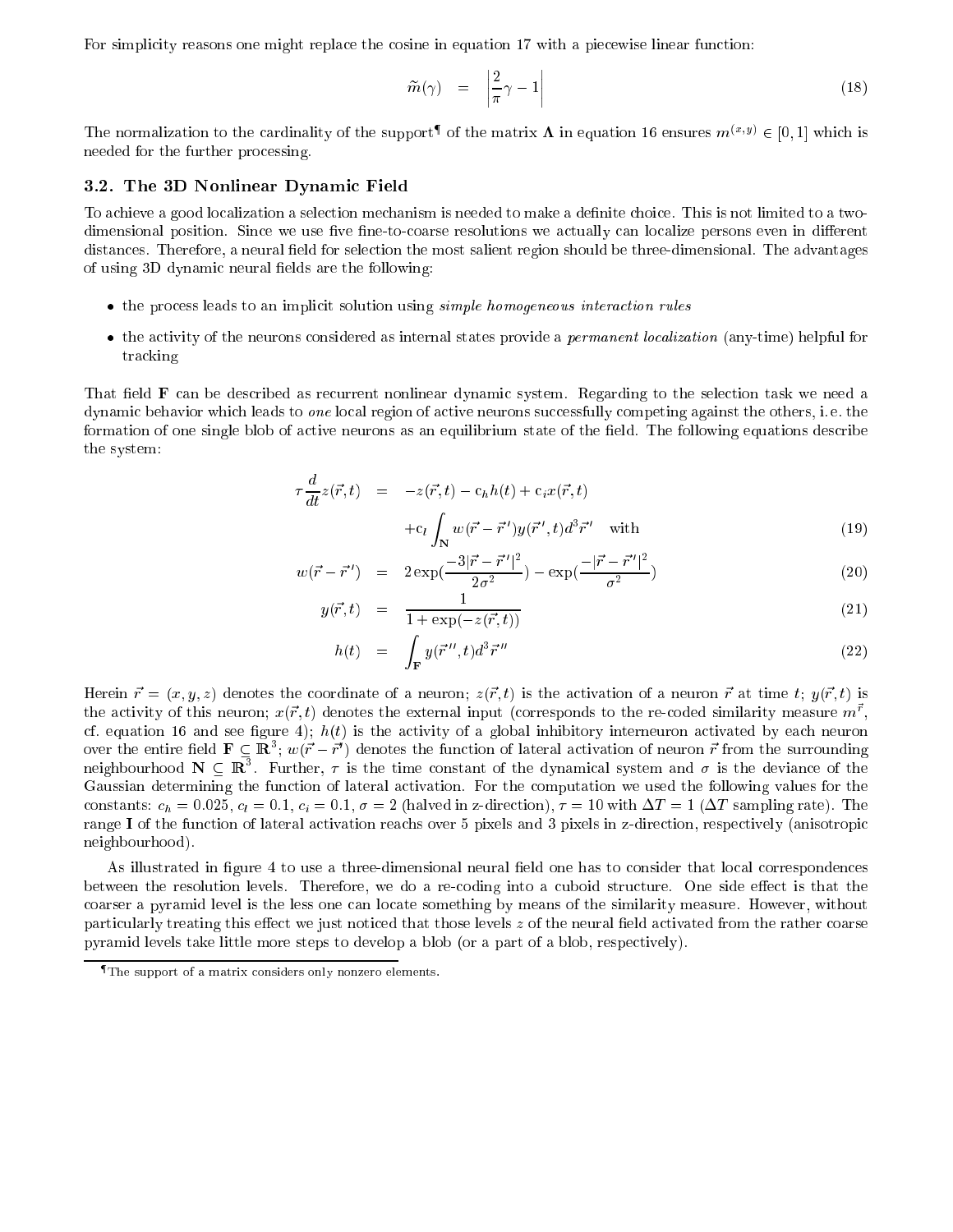For simplicity reasons one might replace the cosine in equation 17 with a piecewise linear function:

$$\widetilde{m}(\gamma) = \left|\frac{2}{\pi}\gamma - 1\right| \tag{18}$$

The normalization to the cardinality of the support[¶] of the matrix $\mathbf{\Lambda}$ in equation 16 ensures $m^{(x,y)} \in [0,1]$ which is needed for the further processing.

### 3.2. The 3D Nonlinear Dynamic Field

To achieve a good localization a selection mechanism is needed to make a definite choice. This is not limited to a two-dimensional position. Since we use five fine-to-coarse resolutions we actually can localize persons even in different distances. Therefore, a neural field for selection the most salient region should be three-dimensional. The advantages of using 3D dynamic neural fields are the following:

- the process leads to an implicit solution using *simple homogeneous interaction rules*
- the activity of the neurons considered as internal states provide a *permanent localization* (any-time) helpful for tracking

That field $\mathbf{F}$ can be described as recurrent nonlinear dynamic system. Regarding to the selection task we need a dynamic behavior which leads to *one* local region of active neurons successfully competing against the others, i.e. the formation of one single blob of active neurons as an equilibrium state of the field. The following equations describe the system:

$$\tau \frac{d}{dt} z(\vec{r},t) = -z(\vec{r},t) - c_h h(t) + c_i x(\vec{r},t) + c_l \int_{\mathbf{N}} w(\vec{r}-\vec{r}\,')y(\vec{r}\,',t)d^3\vec{r}\,' \quad \text{with} \tag{19}$$

$$w(\vec{r}-\vec{r}\,') = 2\exp\left(\frac{-3|\vec{r}-\vec{r}\,'|^2}{2\sigma^2}\right) - \exp\left(\frac{-|\vec{r}-\vec{r}\,'|^2}{\sigma^2}\right) \tag{20}$$

$$y(\vec{r},t) = \frac{1}{1+\exp(-z(\vec{r},t))} \tag{21}$$

$$h(t) = \int_{\mathbf{F}} y(\vec{r}\,'',t)d^3\vec{r}\,'' \tag{22}$$

Herein $\vec{r} = (x,y,z)$ denotes the coordinate of a neuron; $z(\vec{r},t)$ is the activation of a neuron $\vec{r}$ at time $t$; $y(\vec{r},t)$ is the activity of this neuron; $x(\vec{r},t)$ denotes the external input (corresponds to the re-coded similarity measure $m^{\vec{r}}$, cf. equation 16 and see figure 4); $h(t)$ is the activity of a global inhibitory interneuron activated by each neuron over the entire field $\mathbf{F} \subseteq \mathbb{R}^3$; $w(\vec{r}-\vec{r}\,')$ denotes the function of lateral activation of neuron $\vec{r}$ from the surrounding neighbourhood $\mathbf{N} \subseteq \mathbb{R}^3$. Further, $\tau$ is the time constant of the dynamical system and $\sigma$ is the deviance of the Gaussian determining the function of lateral activation. For the computation we used the following values for the constants: $c_h = 0.025$, $c_l = 0.1$, $c_i = 0.1$, $\sigma = 2$ (halved in z-direction), $\tau = 10$ with $\Delta T = 1$ ($\Delta T$ sampling rate). The range $\mathbf{I}$ of the function of lateral activation reachs over 5 pixels and 3 pixels in z-direction, respectively (anisotropic neighbourhood).

As illustrated in figure 4 to use a three-dimensional neural field one has to consider that local correspondences between the resolution levels. Therefore, we do a re-coding into a cuboid structure. One side effect is that the coarser a pyramid level is the less one can locate something by means of the similarity measure. However, without particularly treating this effect we just noticed that those levels $z$ of the neural field activated from the rather coarse pyramid levels take little more steps to develop a blob (or a part of a blob, respectively).

[¶] The support of a matrix considers only nonzero elements.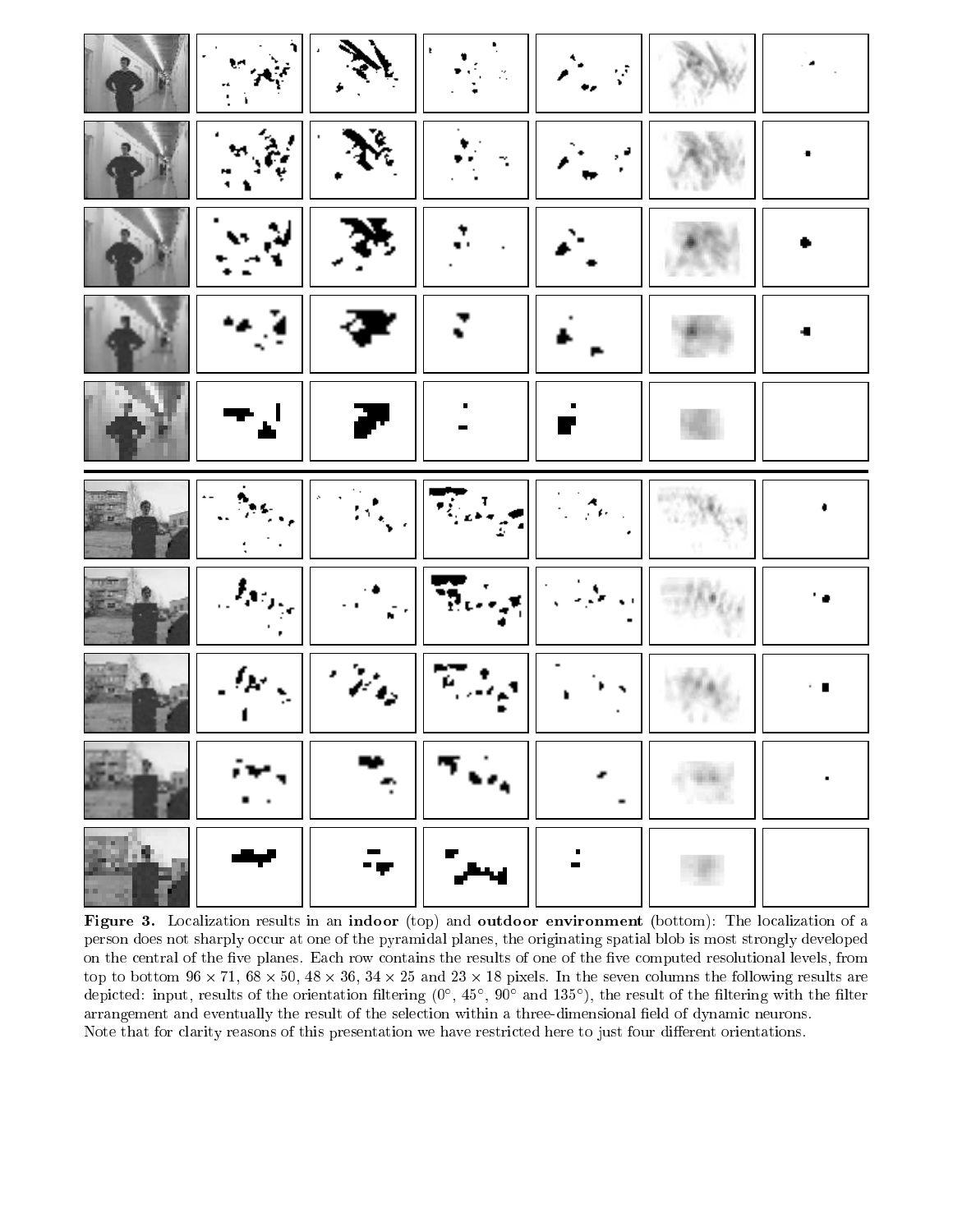**Figure 3.** Localization results in an **indoor** (top) and **outdoor environment** (bottom): The localization of a person does not sharply occur at one of the pyramidal planes, the originating spatial blob is most strongly developed on the central of the five planes. Each row contains the results of one of the five computed resolutional levels, from top to bottom $96 \times 71$, $68 \times 50$, $48 \times 36$, $34 \times 25$ and $23 \times 18$ pixels. In the seven columns the following results are depicted: input, results of the orientation filtering ($0^{\circ}$, $45^{\circ}$, $90^{\circ}$ and $135^{\circ}$), the result of the filtering with the filter arrangement and eventually the result of the selection within a three-dimensional field of dynamic neurons.
Note that for clarity reasons of this presentation we have restricted here to just four different orientations.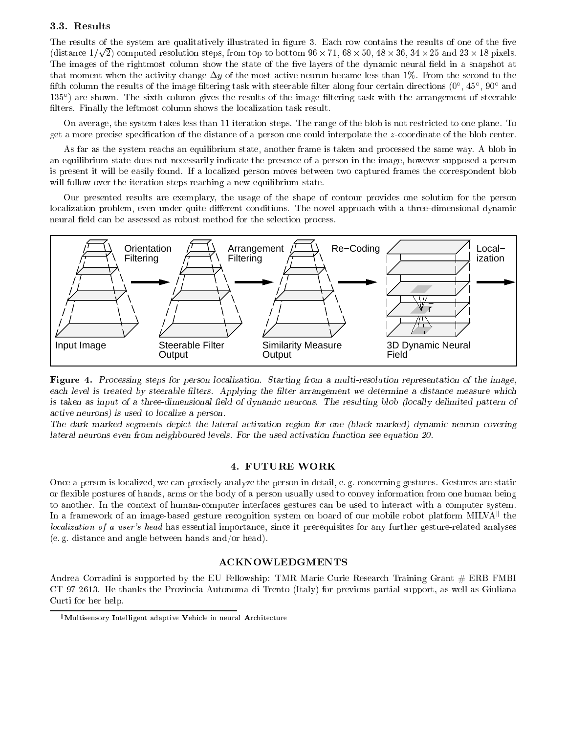### 3.3. Results

The results of the system are qualitatively illustrated in figure 3. Each row contains the results of one of the five (distance $1/\sqrt{2}$) computed resolution steps, from top to bottom $96 \times 71$, $68 \times 50$, $48 \times 36$, $34 \times 25$ and $23 \times 18$ pixels. The images of the rightmost column show the state of the five layers of the dynamic neural field in a snapshot at that moment when the activity change $\Delta y$ of the most active neuron became less than 1%. From the second to the fifth column the results of the image filtering task with steerable filter along four certain directions ($0°$, $45°$, $90°$ and $135°$) are shown. The sixth column gives the results of the image filtering task with the arrangement of steerable filters. Finally the leftmost column shows the localization task result.

On average, the system takes less than 11 iteration steps. The range of the blob is not restricted to one plane. To get a more precise specification of the distance of a person one could interpolate the $z$-coordinate of the blob center.

As far as the system reachs an equilibrium state, another frame is taken and processed the same way. A blob in an equilibrium state does not necessarily indicate the presence of a person in the image, however supposed a person is present it will be easily found. If a localized person moves between two captured frames the correspondent blob will follow over the iteration steps reaching a new equilibrium state.

Our presented results are exemplary, the usage of the shape of contour provides one solution for the person localization problem, even under quite different conditions. The novel approach with a three-dimensional dynamic neural field can be assessed as robust method for the selection process.

Orientation Filtering

Arrangement Filtering

Re−Coding

Local−ization

Input Image

Steerable Filter Output

Similarity Measure Output

3D Dynamic Neural Field

r

**Figure 4.** *Processing steps for person localization. Starting from a multi-resolution representation of the image, each level is treated by steerable filters. Applying the filter arrangement we determine a distance measure which is taken as input of a three-dimensional field of dynamic neurons. The resulting blob (locally delimited pattern of active neurons) is used to localize a person.*
*The dark marked segments depict the lateral activation region for one (black marked) dynamic neuron covering lateral neurons even from neighboured levels. For the used activation function see equation 20.*

## 4. FUTURE WORK

Once a person is localized, we can precisely analyze the person in detail, e. g. concerning gestures. Gestures are static or flexible postures of hands, arms or the body of a person usually used to convey information from one human being to another. In the context of human-computer interfaces gestures can be used to interact with a computer system. In a framework of an image-based gesture recognition system on board of our mobile robot platform MILVA[‖] the *localization of a user's head* has essential importance, since it prerequisites for any further gesture-related analyses (e. g. distance and angle between hands and/or head).

## ACKNOWLEDGMENTS

Andrea Corradini is supported by the EU Fellowship: TMR Marie Curie Research Training Grant # ERB FMBI CT 97 2613. He thanks the Provincia Autonoma di Trento (Italy) for previous partial support, as well as Giuliana Curti for her help.

[‖] **M**ultisensory **I**ntelligent adaptive **V**ehicle in neural **A**rchitecture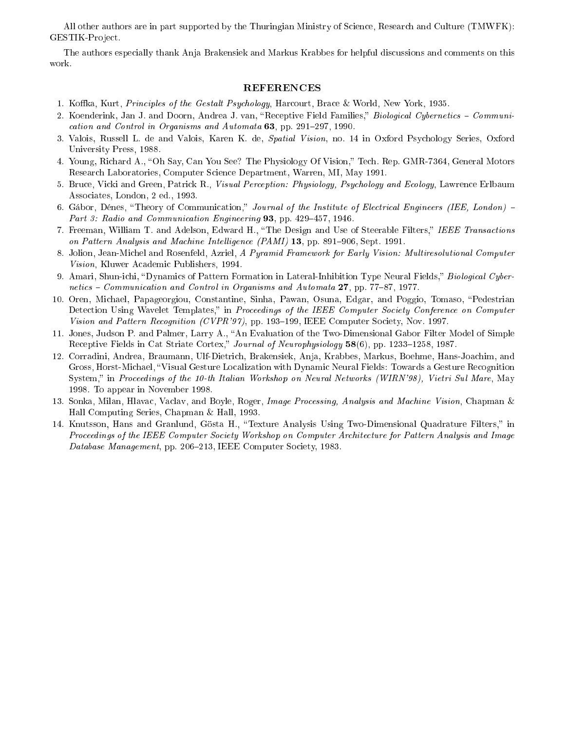All other authors are in part supported by the Thuringian Ministry of Science, Research and Culture (TMWFK): GESTIK-Project.

The authors especially thank Anja Brakensiek and Markus Krabbes for helpful discussions and comments on this work.

## REFERENCES

1. Koffka, Kurt, *Principles of the Gestalt Psychology*, Harcourt, Brace & World, New York, 1935.
2. Koenderink, Jan J. and Doorn, Andrea J. van, "Receptive Field Families," *Biological Cybernetics – Communication and Control in Organisms and Automata* **63**, pp. 291–297, 1990.
3. Valois, Russell L. de and Valois, Karen K. de, *Spatial Vision*, no. 14 in Oxford Psychology Series, Oxford University Press, 1988.
4. Young, Richard A., "Oh Say, Can You See? The Physiology Of Vision," Tech. Rep. GMR-7364, General Motors Research Laboratories, Computer Science Department, Warren, MI, May 1991.
5. Bruce, Vicki and Green, Patrick R., *Visual Perception: Physiology, Psychology and Ecology*, Lawrence Erlbaum Associates, London, 2 ed., 1993.
6. Gábor, Dénes, "Theory of Communication," *Journal of the Institute of Electrical Engineers (IEE, London) – Part 3: Radio and Communication Engineering* **93**, pp. 429–457, 1946.
7. Freeman, William T. and Adelson, Edward H., "The Design and Use of Steerable Filters," *IEEE Transactions on Pattern Analysis and Machine Intelligence (PAMI)* **13**, pp. 891–906, Sept. 1991.
8. Jolion, Jean-Michel and Rosenfeld, Azriel, *A Pyramid Framework for Early Vision: Multiresolutional Computer Vision*, Kluwer Academic Publishers, 1994.
9. Amari, Shun-ichi, "Dynamics of Pattern Formation in Lateral-Inhibition Type Neural Fields," *Biological Cybernetics – Communication and Control in Organisms and Automata* **27**, pp. 77–87, 1977.
10. Oren, Michael, Papageorgiou, Constantine, Sinha, Pawan, Osuna, Edgar, and Poggio, Tomaso, "Pedestrian Detection Using Wavelet Templates," in *Proceedings of the IEEE Computer Society Conference on Computer Vision and Pattern Recognition (CVPR'97)*, pp. 193–199, IEEE Computer Society, Nov. 1997.
11. Jones, Judson P. and Palmer, Larry A., "An Evaluation of the Two-Dimensional Gabor Filter Model of Simple Receptive Fields in Cat Striate Cortex," *Journal of Neurophysiology* **58**(6), pp. 1233–1258, 1987.
12. Corradini, Andrea, Braumann, Ulf-Dietrich, Brakensiek, Anja, Krabbes, Markus, Boehme, Hans-Joachim, and Gross, Horst-Michael, "Visual Gesture Localization with Dynamic Neural Fields: Towards a Gesture Recognition System," in *Proceedings of the 10-th Italian Workshop on Neural Networks (WIRN'98), Vietri Sul Mare*, May 1998. To appear in November 1998.
13. Sonka, Milan, Hlavac, Vaclav, and Boyle, Roger, *Image Processing, Analysis and Machine Vision*, Chapman & Hall Computing Series, Chapman & Hall, 1993.
14. Knutsson, Hans and Granlund, Gösta H., "Texture Analysis Using Two-Dimensional Quadrature Filters," in *Proceedings of the IEEE Computer Society Workshop on Computer Architecture for Pattern Analysis and Image Database Management*, pp. 206–213, IEEE Computer Society, 1983.